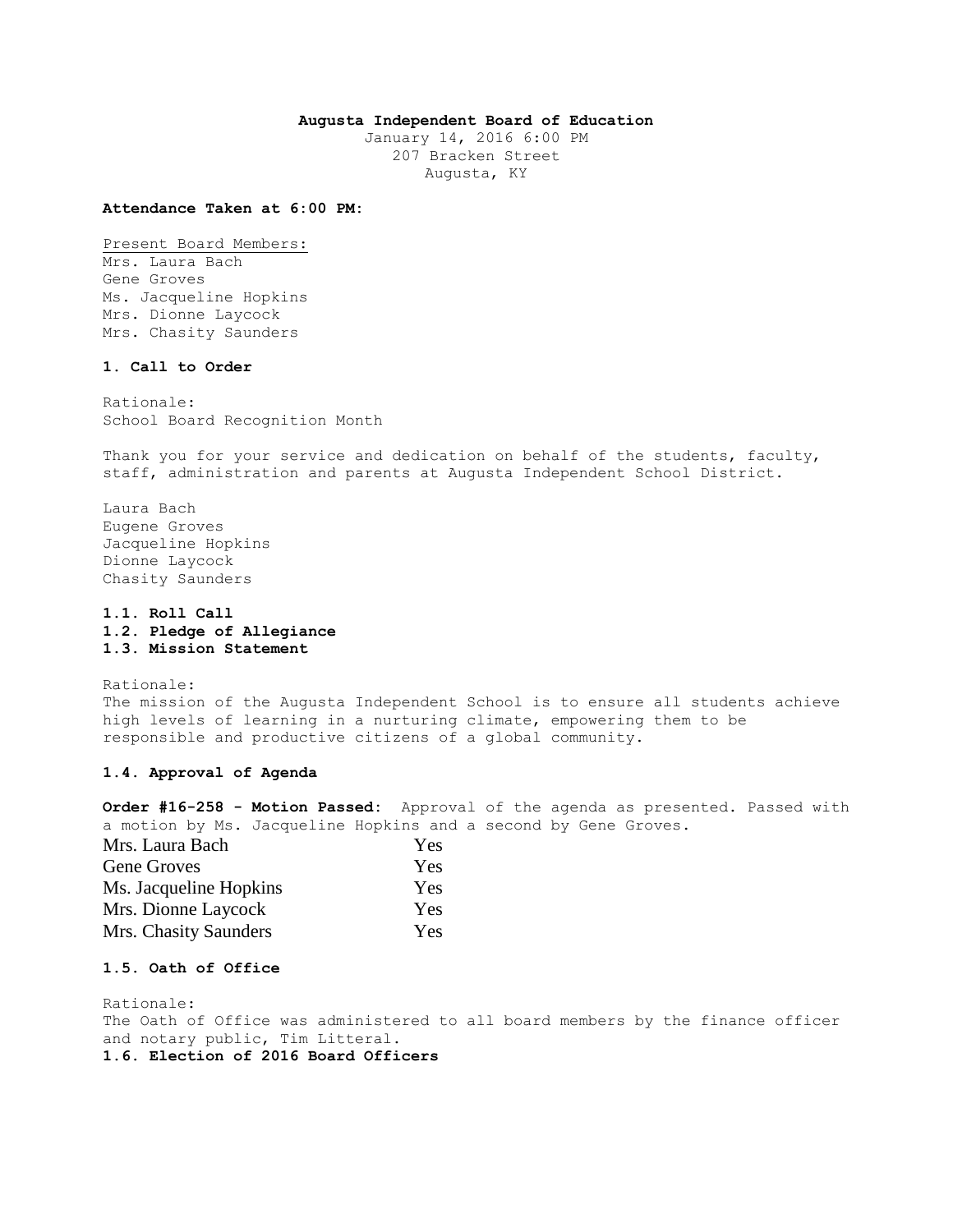**Augusta Independent Board of Education**
January 14, 2016 6:00 PM
207 Bracken Street
Augusta, KY

**Attendance Taken at 6:00 PM:**

Present Board Members:
Mrs. Laura Bach
Gene Groves
Ms. Jacqueline Hopkins
Mrs. Dionne Laycock
Mrs. Chasity Saunders

**1. Call to Order**

Rationale:
School Board Recognition Month

Thank you for your service and dedication on behalf of the students, faculty, staff, administration and parents at Augusta Independent School District.

Laura Bach
Eugene Groves
Jacqueline Hopkins
Dionne Laycock
Chasity Saunders

**1.1. Roll Call**
**1.2. Pledge of Allegiance**
**1.3. Mission Statement**

Rationale:
The mission of the Augusta Independent School is to ensure all students achieve high levels of learning in a nurturing climate, empowering them to be responsible and productive citizens of a global community.

**1.4. Approval of Agenda**

**Order #16-258 - Motion Passed:** Approval of the agenda as presented. Passed with a motion by Ms. Jacqueline Hopkins and a second by Gene Groves.

| | |
|---|---|
| Mrs. Laura Bach | Yes |
| Gene Groves | Yes |
| Ms. Jacqueline Hopkins | Yes |
| Mrs. Dionne Laycock | Yes |
| Mrs. Chasity Saunders | Yes |

**1.5. Oath of Office**

Rationale:
The Oath of Office was administered to all board members by the finance officer and notary public, Tim Litteral.

**1.6. Election of 2016 Board Officers**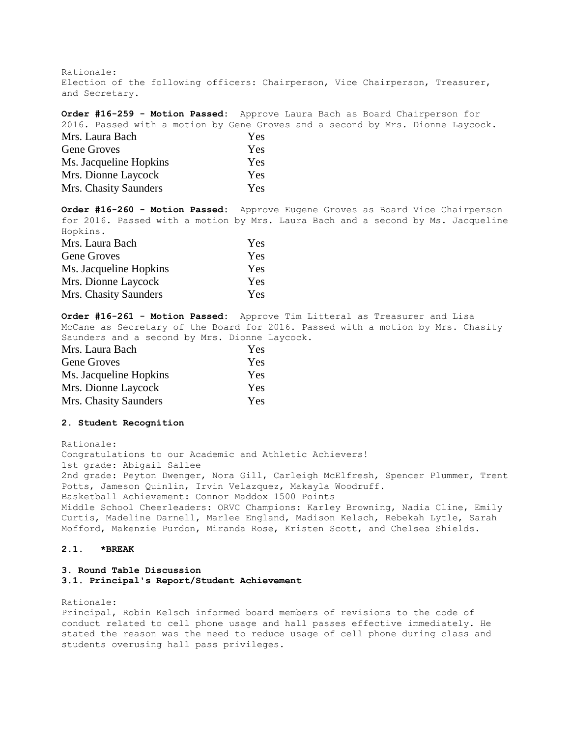Rationale:
Election of the following officers: Chairperson, Vice Chairperson, Treasurer, and Secretary.

**Order #16-259 - Motion Passed:** Approve Laura Bach as Board Chairperson for 2016. Passed with a motion by Gene Groves and a second by Mrs. Dionne Laycock.

| | |
|---|---|
| Mrs. Laura Bach | Yes |
| Gene Groves | Yes |
| Ms. Jacqueline Hopkins | Yes |
| Mrs. Dionne Laycock | Yes |
| Mrs. Chasity Saunders | Yes |

**Order #16-260 - Motion Passed:** Approve Eugene Groves as Board Vice Chairperson for 2016. Passed with a motion by Mrs. Laura Bach and a second by Ms. Jacqueline Hopkins.

| | |
|---|---|
| Mrs. Laura Bach | Yes |
| Gene Groves | Yes |
| Ms. Jacqueline Hopkins | Yes |
| Mrs. Dionne Laycock | Yes |
| Mrs. Chasity Saunders | Yes |

**Order #16-261 - Motion Passed:** Approve Tim Litteral as Treasurer and Lisa McCane as Secretary of the Board for 2016. Passed with a motion by Mrs. Chasity Saunders and a second by Mrs. Dionne Laycock.

| | |
|---|---|
| Mrs. Laura Bach | Yes |
| Gene Groves | Yes |
| Ms. Jacqueline Hopkins | Yes |
| Mrs. Dionne Laycock | Yes |
| Mrs. Chasity Saunders | Yes |

**2. Student Recognition**

Rationale:
Congratulations to our Academic and Athletic Achievers!
1st grade: Abigail Sallee
2nd grade: Peyton Dwenger, Nora Gill, Carleigh McElfresh, Spencer Plummer, Trent Potts, Jameson Quinlin, Irvin Velazquez, Makayla Woodruff.
Basketball Achievement: Connor Maddox 1500 Points
Middle School Cheerleaders: ORVC Champions: Karley Browning, Nadia Cline, Emily Curtis, Madeline Darnell, Marlee England, Madison Kelsch, Rebekah Lytle, Sarah Mofford, Makenzie Purdon, Miranda Rose, Kristen Scott, and Chelsea Shields.

**2.1. *BREAK**

**3. Round Table Discussion**

**3.1. Principal's Report/Student Achievement**

Rationale:
Principal, Robin Kelsch informed board members of revisions to the code of conduct related to cell phone usage and hall passes effective immediately. He stated the reason was the need to reduce usage of cell phone during class and students overusing hall pass privileges.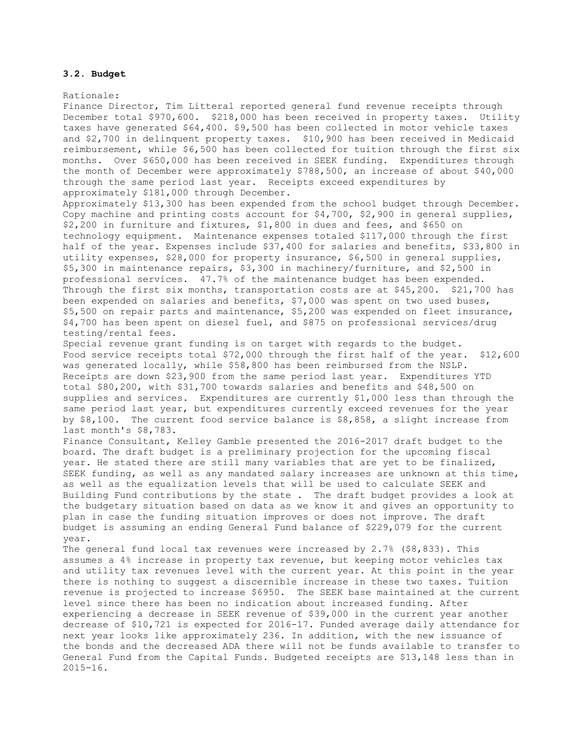### 3.2. Budget

Rationale:

Finance Director, Tim Litteral reported general fund revenue receipts through December total $970,600. $218,000 has been received in property taxes. Utility taxes have generated $64,400. $9,500 has been collected in motor vehicle taxes and $2,700 in delinquent property taxes. $10,900 has been received in Medicaid reimbursement, while $6,500 has been collected for tuition through the first six months. Over $650,000 has been received in SEEK funding. Expenditures through the month of December were approximately $788,500, an increase of about $40,000 through the same period last year. Receipts exceed expenditures by approximately $181,000 through December.

Approximately $13,300 has been expended from the school budget through December. Copy machine and printing costs account for $4,700, $2,900 in general supplies, $2,200 in furniture and fixtures, $1,800 in dues and fees, and $650 on technology equipment. Maintenance expenses totaled $117,000 through the first half of the year. Expenses include $37,400 for salaries and benefits, $33,800 in utility expenses, $28,000 for property insurance, $6,500 in general supplies, $5,300 in maintenance repairs, $3,300 in machinery/furniture, and $2,500 in professional services. 47.7% of the maintenance budget has been expended. Through the first six months, transportation costs are at $45,200. $21,700 has been expended on salaries and benefits, $7,000 was spent on two used buses, $5,500 on repair parts and maintenance, $5,200 was expended on fleet insurance, $4,700 has been spent on diesel fuel, and $875 on professional services/drug testing/rental fees.

Special revenue grant funding is on target with regards to the budget.

Food service receipts total $72,000 through the first half of the year. $12,600 was generated locally, while $58,800 has been reimbursed from the NSLP. Receipts are down $23,900 from the same period last year. Expenditures YTD total $80,200, with $31,700 towards salaries and benefits and $48,500 on supplies and services. Expenditures are currently $1,000 less than through the same period last year, but expenditures currently exceed revenues for the year by $8,100. The current food service balance is $8,858, a slight increase from last month's $8,783.

Finance Consultant, Kelley Gamble presented the 2016-2017 draft budget to the board. The draft budget is a preliminary projection for the upcoming fiscal year. He stated there are still many variables that are yet to be finalized, SEEK funding, as well as any mandated salary increases are unknown at this time, as well as the equalization levels that will be used to calculate SEEK and Building Fund contributions by the state . The draft budget provides a look at the budgetary situation based on data as we know it and gives an opportunity to plan in case the funding situation improves or does not improve. The draft budget is assuming an ending General Fund balance of $229,079 for the current year.

The general fund local tax revenues were increased by 2.7% ($8,833). This assumes a 4% increase in property tax revenue, but keeping motor vehicles tax and utility tax revenues level with the current year. At this point in the year there is nothing to suggest a discernible increase in these two taxes. Tuition revenue is projected to increase $6950. The SEEK base maintained at the current level since there has been no indication about increased funding. After experiencing a decrease in SEEK revenue of $39,000 in the current year another decrease of $10,721 is expected for 2016-17. Funded average daily attendance for next year looks like approximately 236. In addition, with the new issuance of the bonds and the decreased ADA there will not be funds available to transfer to General Fund from the Capital Funds. Budgeted receipts are $13,148 less than in 2015-16.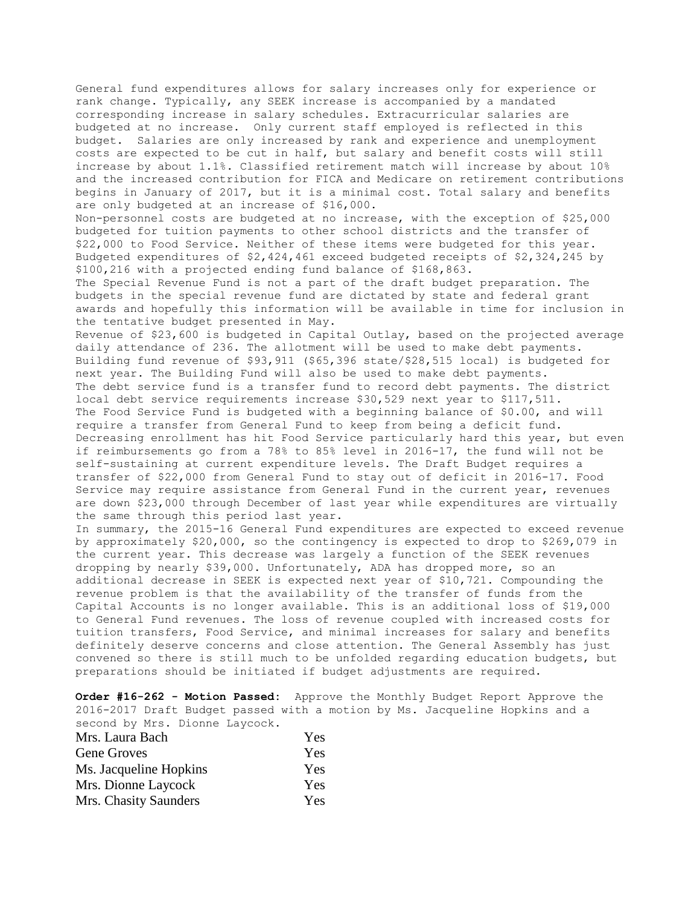General fund expenditures allows for salary increases only for experience or rank change. Typically, any SEEK increase is accompanied by a mandated corresponding increase in salary schedules. Extracurricular salaries are budgeted at no increase. Only current staff employed is reflected in this budget. Salaries are only increased by rank and experience and unemployment costs are expected to be cut in half, but salary and benefit costs will still increase by about 1.1%. Classified retirement match will increase by about 10% and the increased contribution for FICA and Medicare on retirement contributions begins in January of 2017, but it is a minimal cost. Total salary and benefits are only budgeted at an increase of $16,000.

Non-personnel costs are budgeted at no increase, with the exception of $25,000 budgeted for tuition payments to other school districts and the transfer of $22,000 to Food Service. Neither of these items were budgeted for this year. Budgeted expenditures of $2,424,461 exceed budgeted receipts of $2,324,245 by $100,216 with a projected ending fund balance of $168,863.

The Special Revenue Fund is not a part of the draft budget preparation. The budgets in the special revenue fund are dictated by state and federal grant awards and hopefully this information will be available in time for inclusion in the tentative budget presented in May.

Revenue of $23,600 is budgeted in Capital Outlay, based on the projected average daily attendance of 236. The allotment will be used to make debt payments. Building fund revenue of $93,911 ($65,396 state/$28,515 local) is budgeted for next year. The Building Fund will also be used to make debt payments.

The debt service fund is a transfer fund to record debt payments. The district local debt service requirements increase $30,529 next year to $117,511.

The Food Service Fund is budgeted with a beginning balance of $0.00, and will require a transfer from General Fund to keep from being a deficit fund. Decreasing enrollment has hit Food Service particularly hard this year, but even if reimbursements go from a 78% to 85% level in 2016-17, the fund will not be self-sustaining at current expenditure levels. The Draft Budget requires a transfer of $22,000 from General Fund to stay out of deficit in 2016-17. Food Service may require assistance from General Fund in the current year, revenues are down $23,000 through December of last year while expenditures are virtually the same through this period last year.

In summary, the 2015-16 General Fund expenditures are expected to exceed revenue by approximately $20,000, so the contingency is expected to drop to $269,079 in the current year. This decrease was largely a function of the SEEK revenues dropping by nearly $39,000. Unfortunately, ADA has dropped more, so an additional decrease in SEEK is expected next year of $10,721. Compounding the revenue problem is that the availability of the transfer of funds from the Capital Accounts is no longer available. This is an additional loss of $19,000 to General Fund revenues. The loss of revenue coupled with increased costs for tuition transfers, Food Service, and minimal increases for salary and benefits definitely deserve concerns and close attention. The General Assembly has just convened so there is still much to be unfolded regarding education budgets, but preparations should be initiated if budget adjustments are required.

**Order #16-262 - Motion Passed:** Approve the Monthly Budget Report Approve the 2016-2017 Draft Budget passed with a motion by Ms. Jacqueline Hopkins and a second by Mrs. Dionne Laycock.

| | |
|---|---|
| Mrs. Laura Bach | Yes |
| Gene Groves | Yes |
| Ms. Jacqueline Hopkins | Yes |
| Mrs. Dionne Laycock | Yes |
| Mrs. Chasity Saunders | Yes |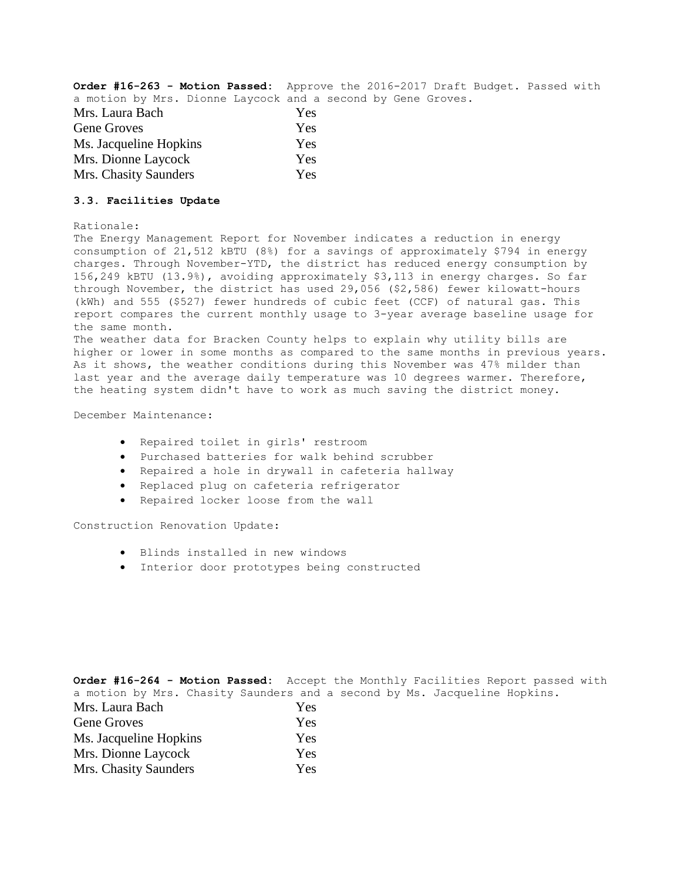**Order #16-263 - Motion Passed:** Approve the 2016-2017 Draft Budget. Passed with a motion by Mrs. Dionne Laycock and a second by Gene Groves.

| | |
|---|---|
| Mrs. Laura Bach | Yes |
| Gene Groves | Yes |
| Ms. Jacqueline Hopkins | Yes |
| Mrs. Dionne Laycock | Yes |
| Mrs. Chasity Saunders | Yes |

**3.3. Facilities Update**

Rationale:

The Energy Management Report for November indicates a reduction in energy consumption of 21,512 kBTU (8%) for a savings of approximately $794 in energy charges. Through November-YTD, the district has reduced energy consumption by 156,249 kBTU (13.9%), avoiding approximately $3,113 in energy charges. So far through November, the district has used 29,056 ($2,586) fewer kilowatt-hours (kWh) and 555 ($527) fewer hundreds of cubic feet (CCF) of natural gas. This report compares the current monthly usage to 3-year average baseline usage for the same month.

The weather data for Bracken County helps to explain why utility bills are higher or lower in some months as compared to the same months in previous years. As it shows, the weather conditions during this November was 47% milder than last year and the average daily temperature was 10 degrees warmer. Therefore, the heating system didn't have to work as much saving the district money.

December Maintenance:

- Repaired toilet in girls' restroom
- Purchased batteries for walk behind scrubber
- Repaired a hole in drywall in cafeteria hallway
- Replaced plug on cafeteria refrigerator
- Repaired locker loose from the wall

Construction Renovation Update:

- Blinds installed in new windows
- Interior door prototypes being constructed

**Order #16-264 - Motion Passed:** Accept the Monthly Facilities Report passed with a motion by Mrs. Chasity Saunders and a second by Ms. Jacqueline Hopkins.

| | |
|---|---|
| Mrs. Laura Bach | Yes |
| Gene Groves | Yes |
| Ms. Jacqueline Hopkins | Yes |
| Mrs. Dionne Laycock | Yes |
| Mrs. Chasity Saunders | Yes |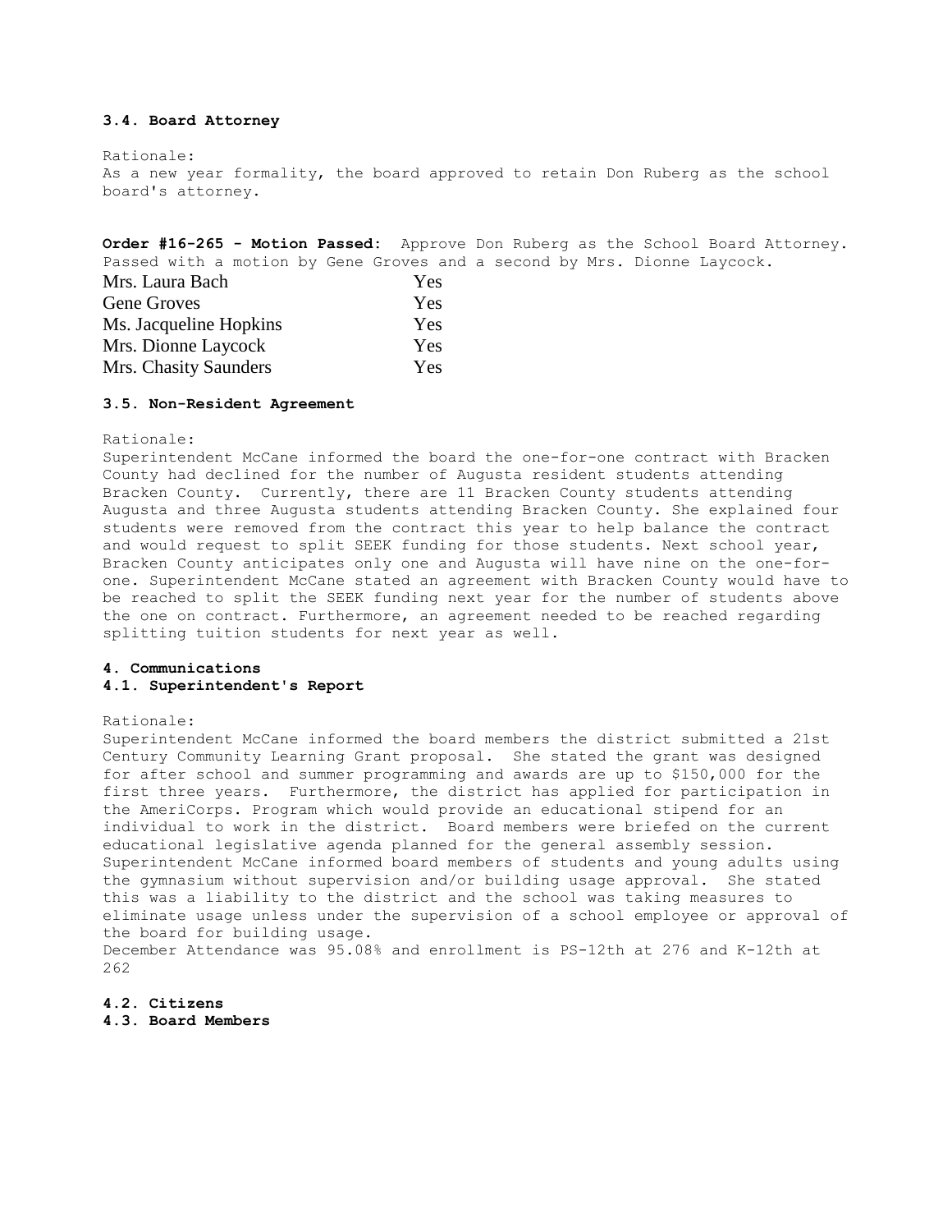**3.4. Board Attorney**

Rationale:
As a new year formality, the board approved to retain Don Ruberg as the school board's attorney.

**Order #16-265 - Motion Passed:** Approve Don Ruberg as the School Board Attorney. Passed with a motion by Gene Groves and a second by Mrs. Dionne Laycock.

| | |
|---|---|
| Mrs. Laura Bach | Yes |
| Gene Groves | Yes |
| Ms. Jacqueline Hopkins | Yes |
| Mrs. Dionne Laycock | Yes |
| Mrs. Chasity Saunders | Yes |

**3.5. Non-Resident Agreement**

Rationale:
Superintendent McCane informed the board the one-for-one contract with Bracken County had declined for the number of Augusta resident students attending Bracken County. Currently, there are 11 Bracken County students attending Augusta and three Augusta students attending Bracken County. She explained four students were removed from the contract this year to help balance the contract and would request to split SEEK funding for those students. Next school year, Bracken County anticipates only one and Augusta will have nine on the one-for-one. Superintendent McCane stated an agreement with Bracken County would have to be reached to split the SEEK funding next year for the number of students above the one on contract. Furthermore, an agreement needed to be reached regarding splitting tuition students for next year as well.

**4. Communications**
**4.1. Superintendent's Report**

Rationale:
Superintendent McCane informed the board members the district submitted a 21st Century Community Learning Grant proposal. She stated the grant was designed for after school and summer programming and awards are up to $150,000 for the first three years. Furthermore, the district has applied for participation in the AmeriCorps. Program which would provide an educational stipend for an individual to work in the district. Board members were briefed on the current educational legislative agenda planned for the general assembly session. Superintendent McCane informed board members of students and young adults using the gymnasium without supervision and/or building usage approval. She stated this was a liability to the district and the school was taking measures to eliminate usage unless under the supervision of a school employee or approval of the board for building usage.
December Attendance was 95.08% and enrollment is PS-12th at 276 and K-12th at 262

**4.2. Citizens**
**4.3. Board Members**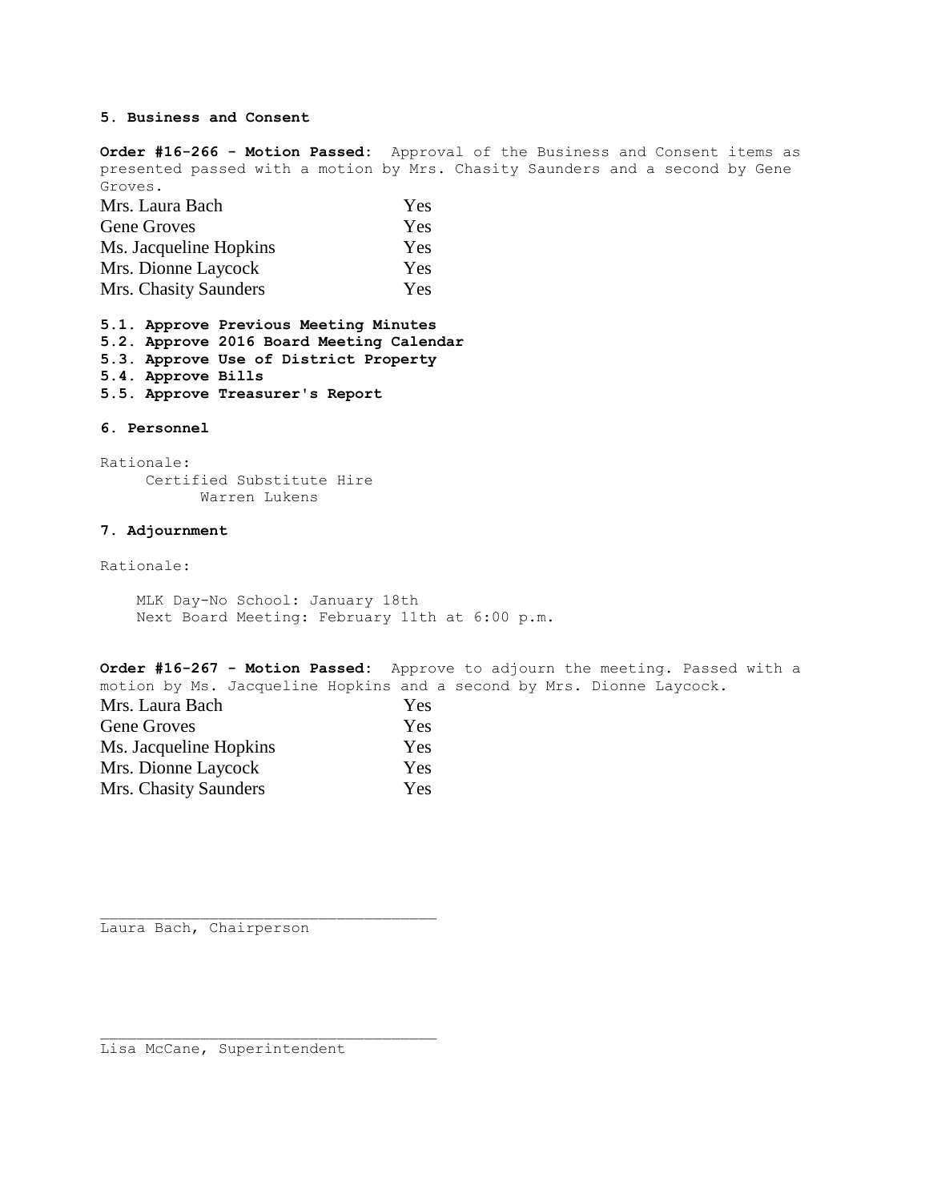**5. Business and Consent**

**Order #16-266 - Motion Passed:** Approval of the Business and Consent items as presented passed with a motion by Mrs. Chasity Saunders and a second by Gene Groves.

| | |
|---|---|
| Mrs. Laura Bach | Yes |
| Gene Groves | Yes |
| Ms. Jacqueline Hopkins | Yes |
| Mrs. Dionne Laycock | Yes |
| Mrs. Chasity Saunders | Yes |

**5.1. Approve Previous Meeting Minutes**
**5.2. Approve 2016 Board Meeting Calendar**
**5.3. Approve Use of District Property**
**5.4. Approve Bills**
**5.5. Approve Treasurer's Report**

**6. Personnel**

Rationale:
Certified Substitute Hire
Warren Lukens

**7. Adjournment**

Rationale:

MLK Day-No School: January 18th
Next Board Meeting: February 11th at 6:00 p.m.

**Order #16-267 - Motion Passed:** Approve to adjourn the meeting. Passed with a motion by Ms. Jacqueline Hopkins and a second by Mrs. Dionne Laycock.

| | |
|---|---|
| Mrs. Laura Bach | Yes |
| Gene Groves | Yes |
| Ms. Jacqueline Hopkins | Yes |
| Mrs. Dionne Laycock | Yes |
| Mrs. Chasity Saunders | Yes |

_____________________________________
Laura Bach, Chairperson

_____________________________________
Lisa McCane, Superintendent